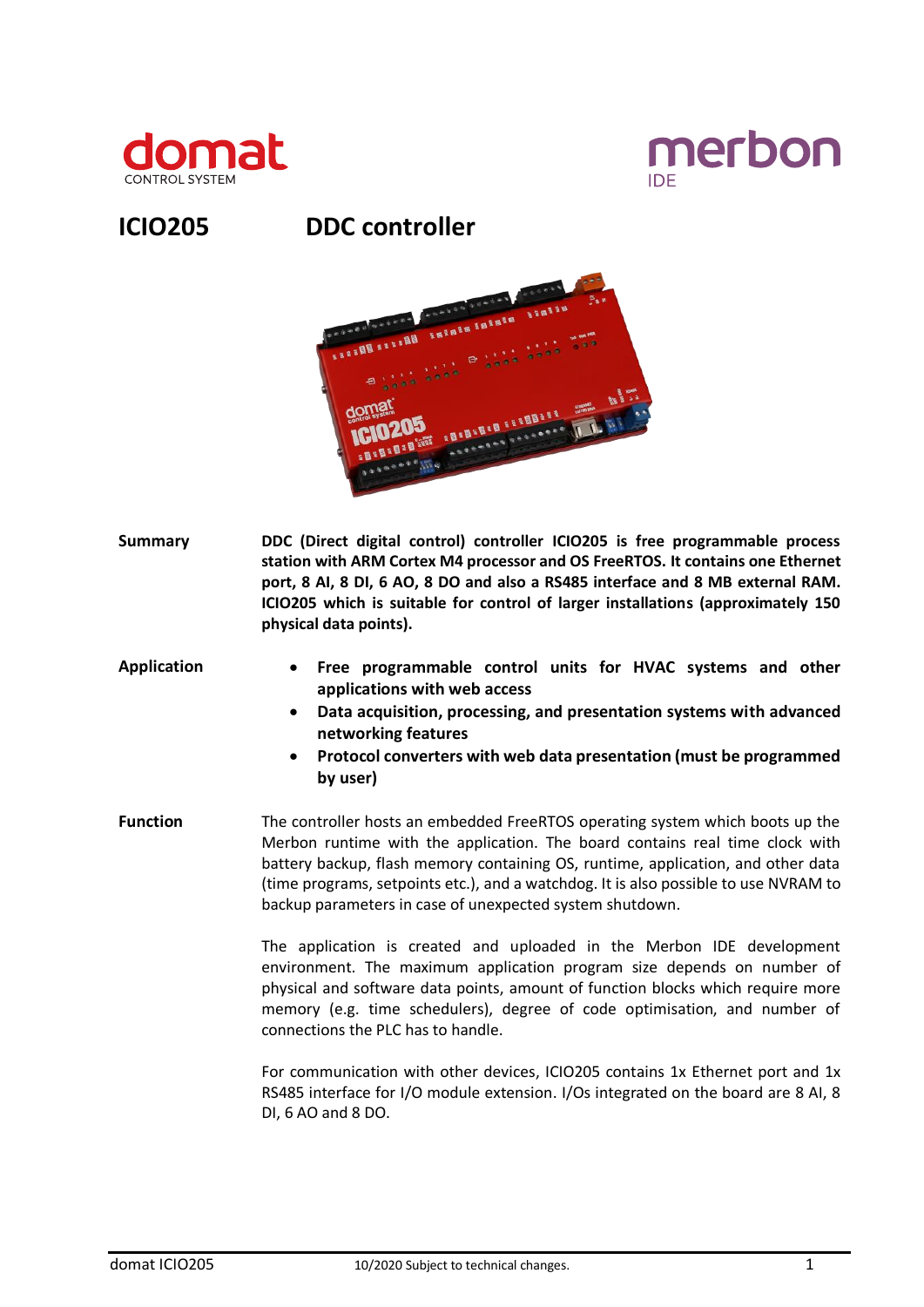domat CONTROL SYSTEM

merbon IDE

# ICIO205 DDC controller

**Summary**

**DDC (Direct digital control) controller ICIO205 is free programmable process station with ARM Cortex M4 processor and OS FreeRTOS. It contains one Ethernet port, 8 AI, 8 DI, 6 AO, 8 DO and also a RS485 interface and 8 MB external RAM. ICIO205 which is suitable for control of larger installations (approximately 150 physical data points).**

**Application**

- **Free programmable control units for HVAC systems and other applications with web access**
- **Data acquisition, processing, and presentation systems with advanced networking features**
- **Protocol converters with web data presentation (must be programmed by user)**

**Function**

The controller hosts an embedded FreeRTOS operating system which boots up the Merbon runtime with the application. The board contains real time clock with battery backup, flash memory containing OS, runtime, application, and other data (time programs, setpoints etc.), and a watchdog. It is also possible to use NVRAM to backup parameters in case of unexpected system shutdown.

The application is created and uploaded in the Merbon IDE development environment. The maximum application program size depends on number of physical and software data points, amount of function blocks which require more memory (e.g. time schedulers), degree of code optimisation, and number of connections the PLC has to handle.

For communication with other devices, ICIO205 contains 1x Ethernet port and 1x RS485 interface for I/O module extension. I/Os integrated on the board are 8 AI, 8 DI, 6 AO and 8 DO.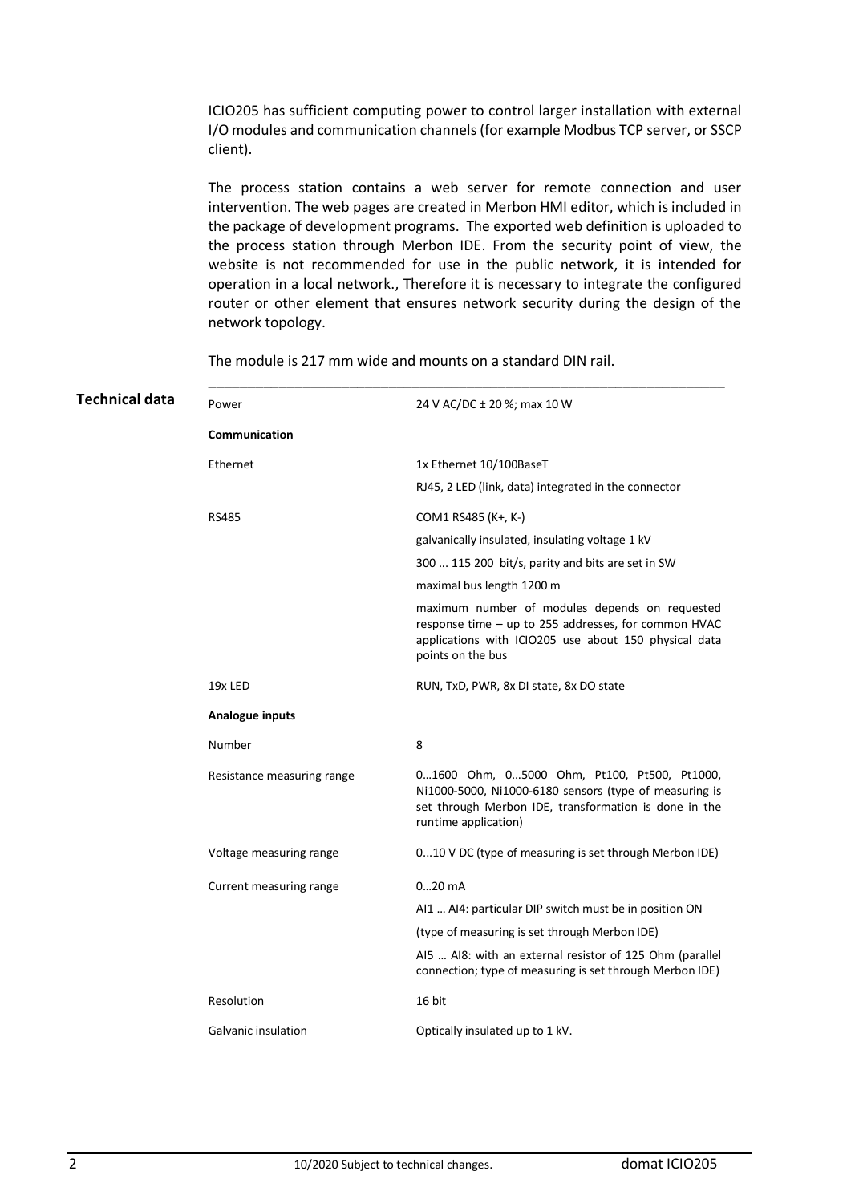ICIO205 has sufficient computing power to control larger installation with external I/O modules and communication channels (for example Modbus TCP server, or SSCP client).

The process station contains a web server for remote connection and user intervention. The web pages are created in Merbon HMI editor, which is included in the package of development programs. The exported web definition is uploaded to the process station through Merbon IDE. From the security point of view, the website is not recommended for use in the public network, it is intended for operation in a local network., Therefore it is necessary to integrate the configured router or other element that ensures network security during the design of the network topology.

The module is 217 mm wide and mounts on a standard DIN rail.

## Technical data

| | |
|---|---|
| Power | 24 V AC/DC ± 20 %; max 10 W |
| **Communication** | |
| Ethernet | 1x Ethernet 10/100BaseT<br>RJ45, 2 LED (link, data) integrated in the connector |
| RS485 | COM1 RS485 (K+, K-)<br>galvanically insulated, insulating voltage 1 kV<br>300 ... 115 200 bit/s, parity and bits are set in SW<br>maximal bus length 1200 m<br>maximum number of modules depends on requested response time – up to 255 addresses, for common HVAC applications with ICIO205 use about 150 physical data points on the bus |
| 19x LED | RUN, TxD, PWR, 8x DI state, 8x DO state |
| **Analogue inputs** | |
| Number | 8 |
| Resistance measuring range | 0…1600 Ohm, 0...5000 Ohm, Pt100, Pt500, Pt1000, Ni1000-5000, Ni1000-6180 sensors (type of measuring is set through Merbon IDE, transformation is done in the runtime application) |
| Voltage measuring range | 0...10 V DC (type of measuring is set through Merbon IDE) |
| Current measuring range | 0…20 mA<br>AI1 … AI4: particular DIP switch must be in position ON<br>(type of measuring is set through Merbon IDE)<br>AI5 … AI8: with an external resistor of 125 Ohm (parallel connection; type of measuring is set through Merbon IDE) |
| Resolution | 16 bit |
| Galvanic insulation | Optically insulated up to 1 kV. |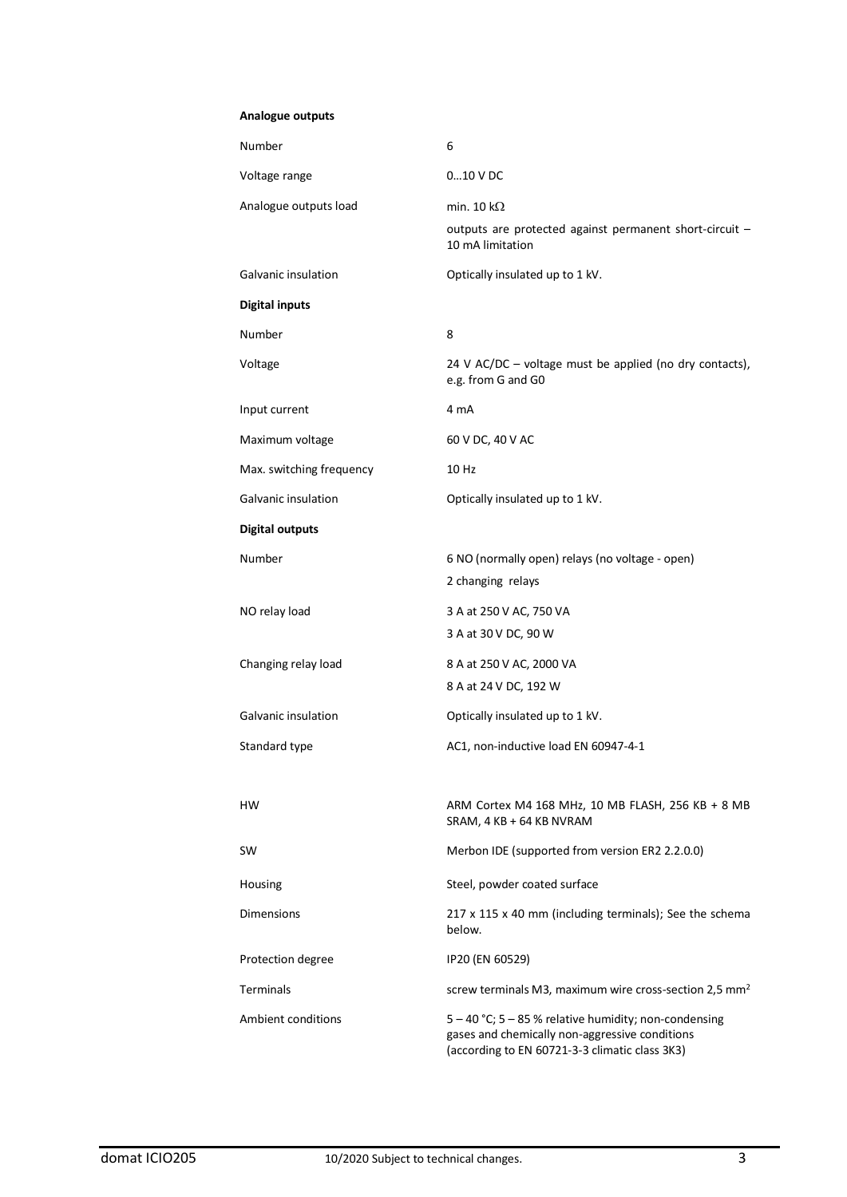**Analogue outputs**

| | |
|---|---|
| Number | 6 |
| Voltage range | 0…10 V DC |
| Analogue outputs load | min. 10 kΩ<br>outputs are protected against permanent short-circuit – 10 mA limitation |
| Galvanic insulation | Optically insulated up to 1 kV. |

**Digital inputs**

| | |
|---|---|
| Number | 8 |
| Voltage | 24 V AC/DC – voltage must be applied (no dry contacts), e.g. from G and G0 |
| Input current | 4 mA |
| Maximum voltage | 60 V DC, 40 V AC |
| Max. switching frequency | 10 Hz |
| Galvanic insulation | Optically insulated up to 1 kV. |

**Digital outputs**

| | |
|---|---|
| Number | 6 NO (normally open) relays (no voltage - open)<br>2 changing relays |
| NO relay load | 3 A at 250 V AC, 750 VA<br>3 A at 30 V DC, 90 W |
| Changing relay load | 8 A at 250 V AC, 2000 VA<br>8 A at 24 V DC, 192 W |
| Galvanic insulation | Optically insulated up to 1 kV. |
| Standard type | AC1, non-inductive load EN 60947-4-1 |

| | |
|---|---|
| HW | ARM Cortex M4 168 MHz, 10 MB FLASH, 256 KB + 8 MB SRAM, 4 KB + 64 KB NVRAM |
| SW | Merbon IDE (supported from version ER2 2.2.0.0) |
| Housing | Steel, powder coated surface |
| Dimensions | 217 x 115 x 40 mm (including terminals); See the schema below. |
| Protection degree | IP20 (EN 60529) |
| Terminals | screw terminals M3, maximum wire cross-section 2,5 mm$^2$ |
| Ambient conditions | 5 – 40 °C; 5 – 85 % relative humidity; non-condensing gases and chemically non-aggressive conditions (according to EN 60721-3-3 climatic class 3K3) |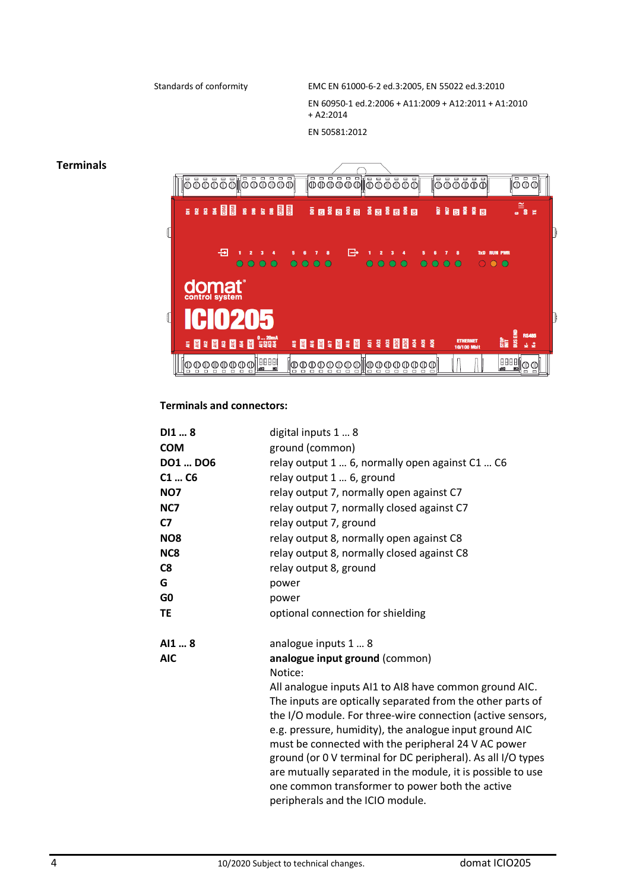| Standards of conformity | EMC EN 61000-6-2 ed.3:2005, EN 55022 ed.3:2010 |
|---|---|
| | EN 60950-1 ed.2:2006 + A11:2009 + A12:2011 + A1:2010 + A2:2014 |
| | EN 50581:2012 |

## Terminals

**Terminals and connectors:**

| | |
|---|---|
| **DI1 … 8** | digital inputs 1 … 8 |
| **COM** | ground (common) |
| **DO1 … DO6** | relay output 1 … 6, normally open against C1 … C6 |
| **C1 … C6** | relay output 1 … 6, ground |
| **NO7** | relay output 7, normally open against C7 |
| **NC7** | relay output 7, normally closed against C7 |
| **C7** | relay output 7, ground |
| **NO8** | relay output 8, normally open against C8 |
| **NC8** | relay output 8, normally closed against C8 |
| **C8** | relay output 8, ground |
| **G** | power |
| **G0** | power |
| **TE** | optional connection for shielding |

| | |
|---|---|
| **AI1 … 8** | analogue inputs 1 … 8 |
| **AIC** | **analogue input ground** (common) |

Notice:

All analogue inputs AI1 to AI8 have common ground AIC. The inputs are optically separated from the other parts of the I/O module. For three-wire connection (active sensors, e.g. pressure, humidity), the analogue input ground AIC must be connected with the peripheral 24 V AC power ground (or 0 V terminal for DC peripheral). As all I/O types are mutually separated in the module, it is possible to use one common transformer to power both the active peripherals and the ICIO module.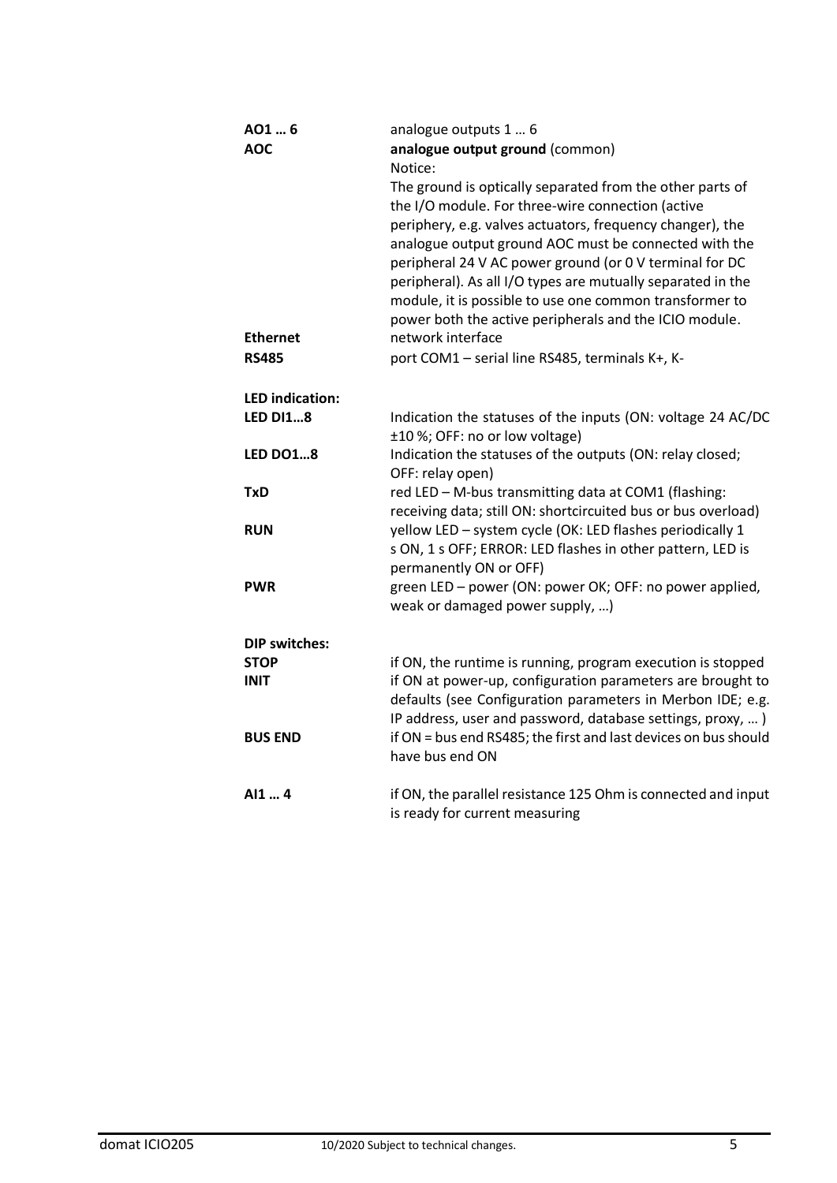**AO1 … 6** analogue outputs 1 … 6

**AOC** **analogue output ground** (common)
Notice:
The ground is optically separated from the other parts of the I/O module. For three-wire connection (active periphery, e.g. valves actuators, frequency changer), the analogue output ground AOC must be connected with the peripheral 24 V AC power ground (or 0 V terminal for DC peripheral). As all I/O types are mutually separated in the module, it is possible to use one common transformer to power both the active peripherals and the ICIO module.

**Ethernet** network interface

**RS485** port COM1 – serial line RS485, terminals K+, K-

**LED indication:**

**LED DI1…8** Indication the statuses of the inputs (ON: voltage 24 AC/DC ±10 %; OFF: no or low voltage)

**LED DO1…8** Indication the statuses of the outputs (ON: relay closed; OFF: relay open)

**TxD** red LED – M-bus transmitting data at COM1 (flashing: receiving data; still ON: shortcircuited bus or bus overload)

**RUN** yellow LED – system cycle (OK: LED flashes periodically 1 s ON, 1 s OFF; ERROR: LED flashes in other pattern, LED is permanently ON or OFF)

**PWR** green LED – power (ON: power OK; OFF: no power applied, weak or damaged power supply, …)

**DIP switches:**

**STOP** if ON, the runtime is running, program execution is stopped

**INIT** if ON at power-up, configuration parameters are brought to defaults (see Configuration parameters in Merbon IDE; e.g. IP address, user and password, database settings, proxy, … )

**BUS END** if ON = bus end RS485; the first and last devices on bus should have bus end ON

**AI1 … 4** if ON, the parallel resistance 125 Ohm is connected and input is ready for current measuring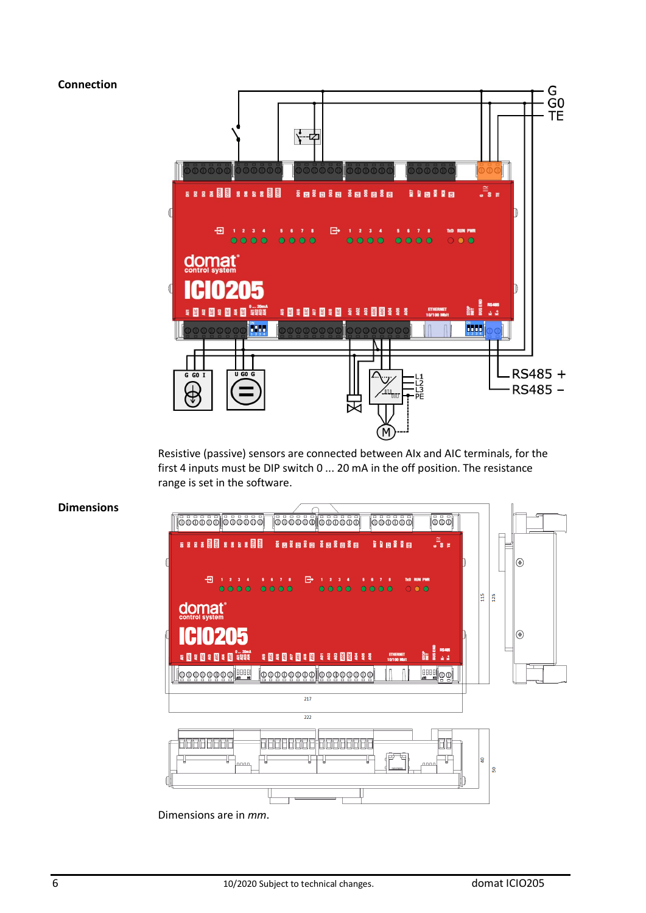**Connection**

Resistive (passive) sensors are connected between AIx and AIC terminals, for the first 4 inputs must be DIP switch 0 ... 20 mA in the off position. The resistance range is set in the software.

**Dimensions**

Dimensions are in *mm*.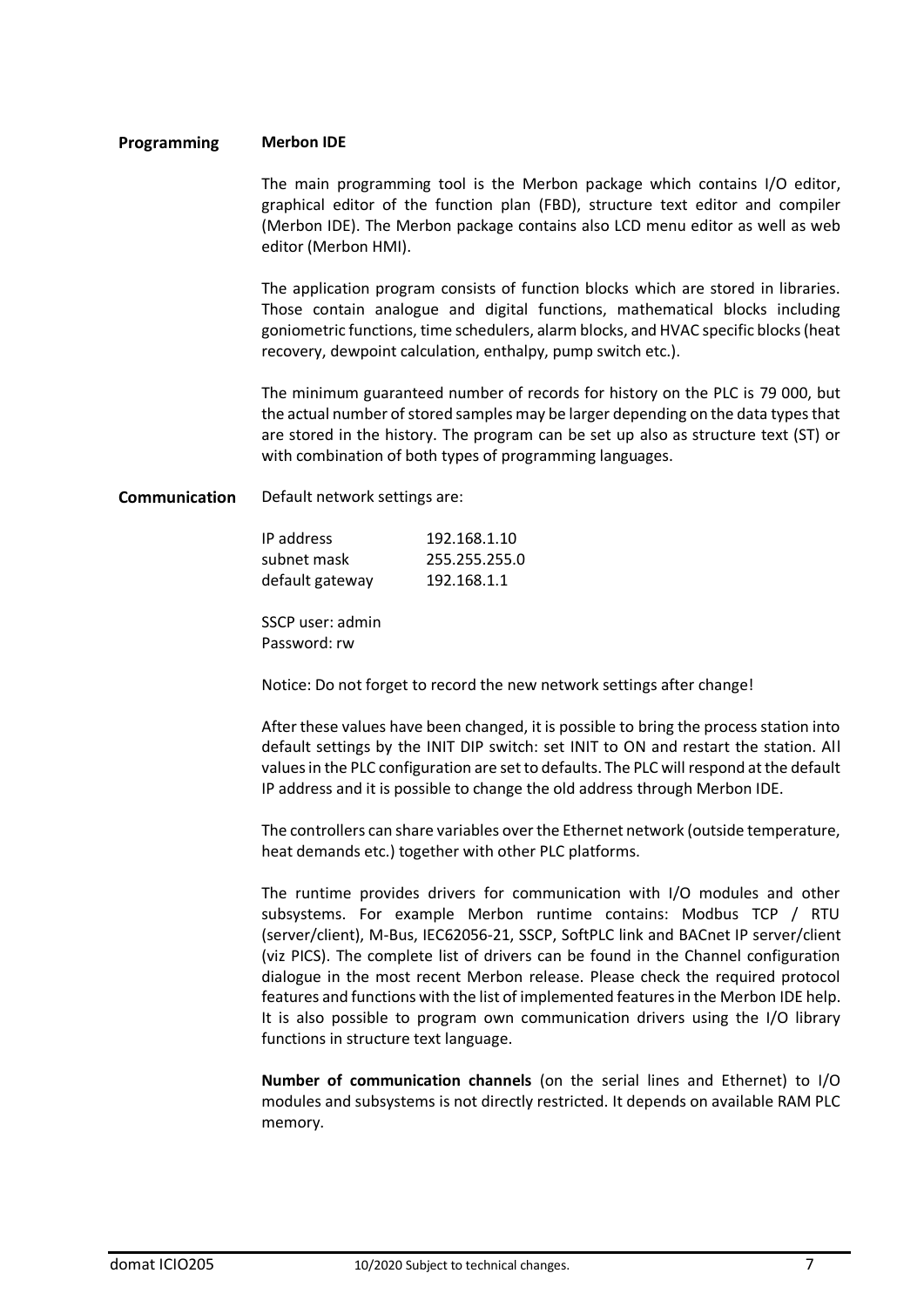## Programming

### Merbon IDE

The main programming tool is the Merbon package which contains I/O editor, graphical editor of the function plan (FBD), structure text editor and compiler (Merbon IDE). The Merbon package contains also LCD menu editor as well as web editor (Merbon HMI).

The application program consists of function blocks which are stored in libraries. Those contain analogue and digital functions, mathematical blocks including goniometric functions, time schedulers, alarm blocks, and HVAC specific blocks (heat recovery, dewpoint calculation, enthalpy, pump switch etc.).

The minimum guaranteed number of records for history on the PLC is 79 000, but the actual number of stored samples may be larger depending on the data types that are stored in the history. The program can be set up also as structure text (ST) or with combination of both types of programming languages.

## Communication

Default network settings are:

| | |
|---|---|
| IP address | 192.168.1.10 |
| subnet mask | 255.255.255.0 |
| default gateway | 192.168.1.1 |

SSCP user: admin
Password: rw

Notice: Do not forget to record the new network settings after change!

After these values have been changed, it is possible to bring the process station into default settings by the INIT DIP switch: set INIT to ON and restart the station. All values in the PLC configuration are set to defaults. The PLC will respond at the default IP address and it is possible to change the old address through Merbon IDE.

The controllers can share variables over the Ethernet network (outside temperature, heat demands etc.) together with other PLC platforms.

The runtime provides drivers for communication with I/O modules and other subsystems. For example Merbon runtime contains: Modbus TCP / RTU (server/client), M-Bus, IEC62056-21, SSCP, SoftPLC link and BACnet IP server/client (viz PICS). The complete list of drivers can be found in the Channel configuration dialogue in the most recent Merbon release. Please check the required protocol features and functions with the list of implemented features in the Merbon IDE help. It is also possible to program own communication drivers using the I/O library functions in structure text language.

**Number of communication channels** (on the serial lines and Ethernet) to I/O modules and subsystems is not directly restricted. It depends on available RAM PLC memory.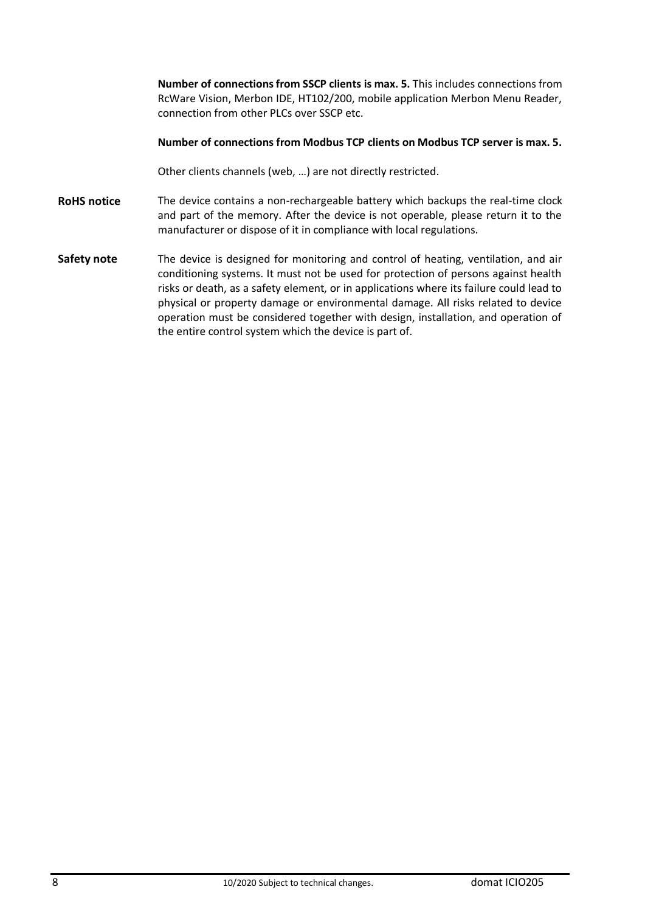**Number of connections from SSCP clients is max. 5.** This includes connections from RcWare Vision, Merbon IDE, HT102/200, mobile application Merbon Menu Reader, connection from other PLCs over SSCP etc.

**Number of connections from Modbus TCP clients on Modbus TCP server is max. 5.**

Other clients channels (web, …) are not directly restricted.

**RoHS notice** The device contains a non-rechargeable battery which backups the real-time clock and part of the memory. After the device is not operable, please return it to the manufacturer or dispose of it in compliance with local regulations.

**Safety note** The device is designed for monitoring and control of heating, ventilation, and air conditioning systems. It must not be used for protection of persons against health risks or death, as a safety element, or in applications where its failure could lead to physical or property damage or environmental damage. All risks related to device operation must be considered together with design, installation, and operation of the entire control system which the device is part of.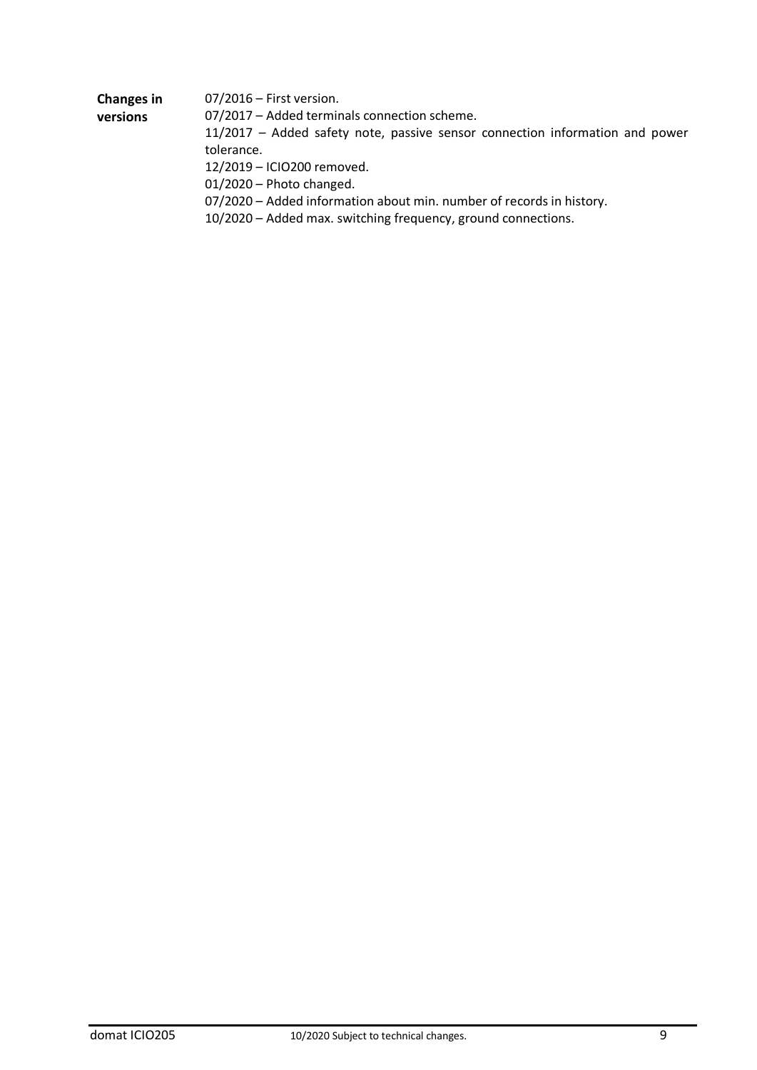**Changes in versions**

07/2016 – First version.
07/2017 – Added terminals connection scheme.
11/2017 – Added safety note, passive sensor connection information and power tolerance.
12/2019 – ICIO200 removed.
01/2020 – Photo changed.
07/2020 – Added information about min. number of records in history.
10/2020 – Added max. switching frequency, ground connections.